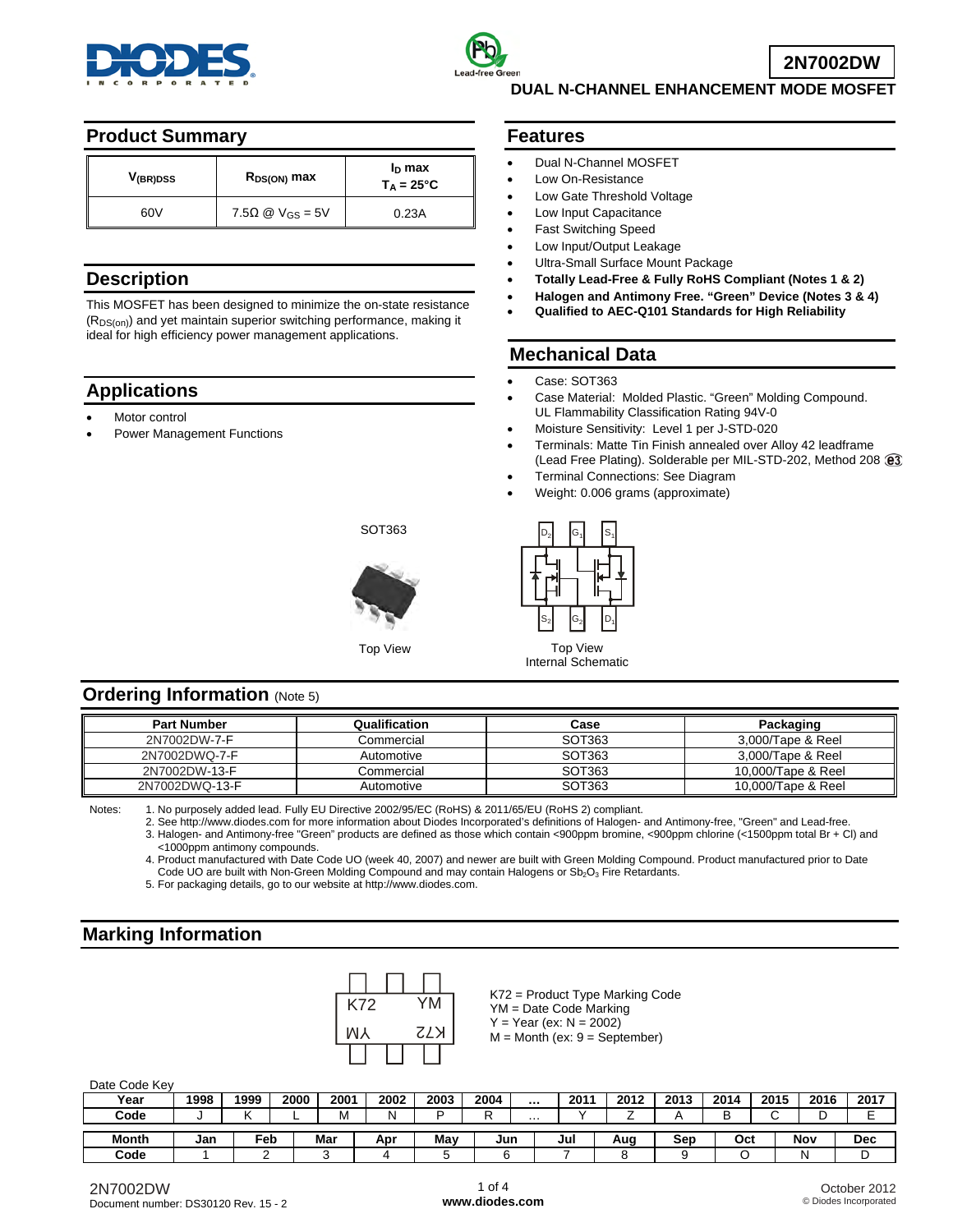# 2N7002DW

## DUAL N-CHANNEL ENHANCEMENT MODE MOSFET

## Product Summary

| $V_{(BR)DSS}$ | $R_{DS(ON)}$ max | $I_D$ max $T_A = 25°C$ |
|---|---|---|
| 60V | 7.5Ω @ $V_{GS}$ = 5V | 0.23A |

## Description

This MOSFET has been designed to minimize the on-state resistance ($R_{DS(on)}$) and yet maintain superior switching performance, making it ideal for high efficiency power management applications.

## Applications

- Motor control
- Power Management Functions

## Features

- Dual N-Channel MOSFET
- Low On-Resistance
- Low Gate Threshold Voltage
- Low Input Capacitance
- Fast Switching Speed
- Low Input/Output Leakage
- Ultra-Small Surface Mount Package
- **Totally Lead-Free & Fully RoHS Compliant (Notes 1 & 2)**
- **Halogen and Antimony Free. "Green" Device (Notes 3 & 4)**
- **Qualified to AEC-Q101 Standards for High Reliability**

## Mechanical Data

- Case: SOT363
- Case Material: Molded Plastic. "Green" Molding Compound. UL Flammability Classification Rating 94V-0
- Moisture Sensitivity: Level 1 per J-STD-020
- Terminals: Matte Tin Finish annealed over Alloy 42 leadframe (Lead Free Plating). Solderable per MIL-STD-202, Method 208 e3
- Terminal Connections: See Diagram
- Weight: 0.006 grams (approximate)

SOT363

Top View

$D_2$ $G_1$ $S_1$ / $S_2$ $G_2$ $D_1$

Top View
Internal Schematic

## Ordering Information (Note 5)

| Part Number | Qualification | Case | Packaging |
|---|---|---|---|
| 2N7002DW-7-F | Commercial | SOT363 | 3,000/Tape & Reel |
| 2N7002DWQ-7-F | Automotive | SOT363 | 3,000/Tape & Reel |
| 2N7002DW-13-F | Commercial | SOT363 | 10,000/Tape & Reel |
| 2N7002DWQ-13-F | Automotive | SOT363 | 10,000/Tape & Reel |

Notes:
1. No purposely added lead. Fully EU Directive 2002/95/EC (RoHS) & 2011/65/EU (RoHS 2) compliant.
2. See http://www.diodes.com for more information about Diodes Incorporated's definitions of Halogen- and Antimony-free, "Green" and Lead-free.
3. Halogen- and Antimony-free "Green" products are defined as those which contain <900ppm bromine, <900ppm chlorine (<1500ppm total Br + Cl) and <1000ppm antimony compounds.
4. Product manufactured with Date Code UO (week 40, 2007) and newer are built with Green Molding Compound. Product manufactured prior to Date Code UO are built with Non-Green Molding Compound and may contain Halogens or $Sb_2O_3$ Fire Retardants.
5. For packaging details, go to our website at http://www.diodes.com.

## Marking Information

K72 YM

K72 = Product Type Marking Code
YM = Date Code Marking
Y = Year (ex: N = 2002)
M = Month (ex: 9 = September)

Date Code Key

| Year | 1998 | 1999 | 2000 | 2001 | 2002 | 2003 | 2004 | ... | 2011 | 2012 | 2013 | 2014 | 2015 | 2016 | 2017 |
|---|---|---|---|---|---|---|---|---|---|---|---|---|---|---|---|
| Code | J | K | L | M | N | P | R | ... | Y | Z | A | B | C | D | E |

| Month | Jan | Feb | Mar | Apr | May | Jun | Jul | Aug | Sep | Oct | Nov | Dec |
|---|---|---|---|---|---|---|---|---|---|---|---|---|
| Code | 1 | 2 | 3 | 4 | 5 | 6 | 7 | 8 | 9 | O | N | D |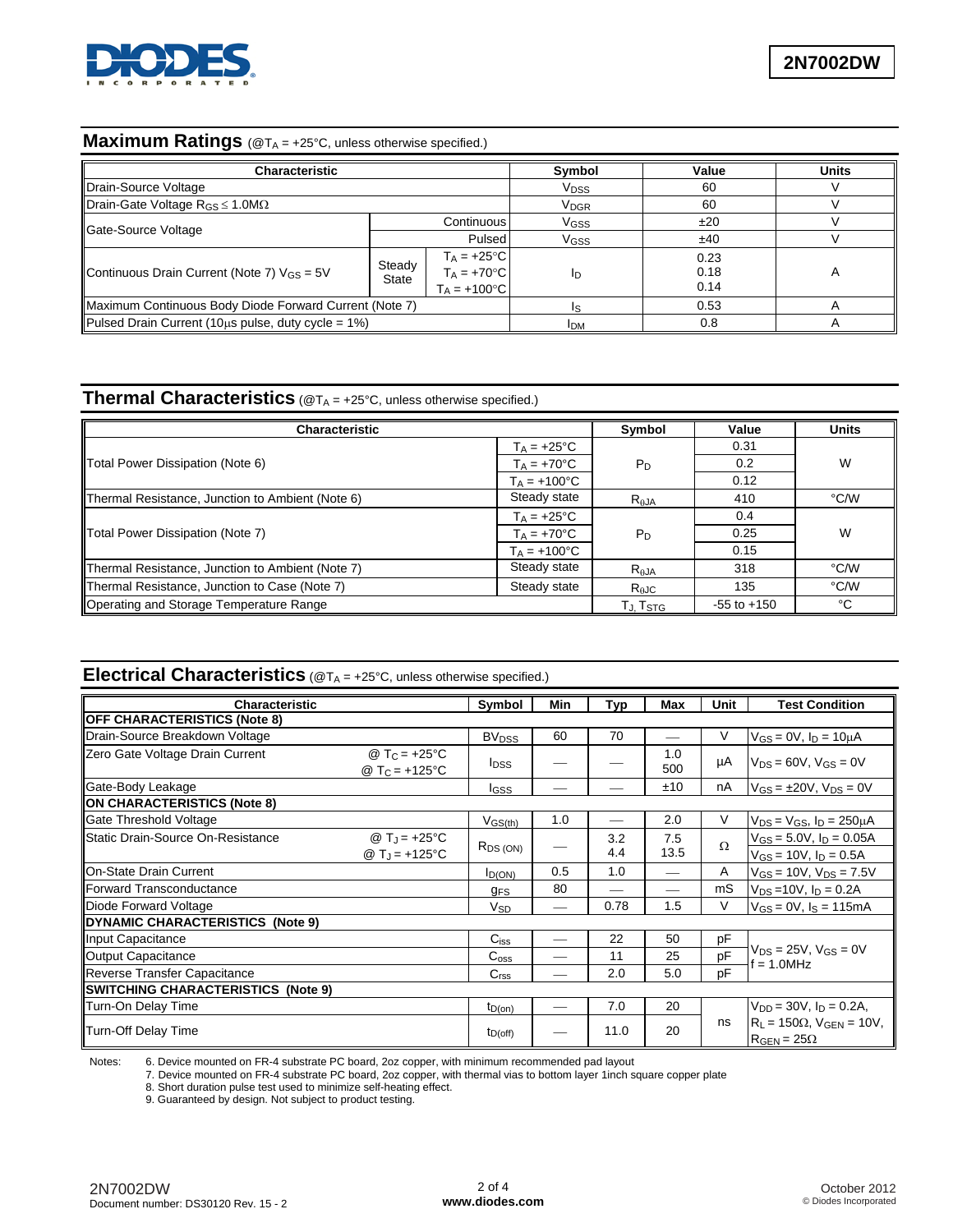## Maximum Ratings (@$T_A$ = +25°C, unless otherwise specified.)

| Characteristic | | | Symbol | Value | Units |
|---|---|---|---|---|---|
| Drain-Source Voltage | | | $V_{DSS}$ | 60 | V |
| Drain-Gate Voltage $R_{GS} \le 1.0M\Omega$ | | | $V_{DGR}$ | 60 | V |
| Gate-Source Voltage | Continuous | | $V_{GSS}$ | ±20 | V |
| | Pulsed | | $V_{GSS}$ | ±40 | V |
| Continuous Drain Current (Note 7) $V_{GS}$ = 5V | Steady State | $T_A$ = +25°C<br>$T_A$ = +70°C<br>$T_A$ = +100°C | $I_D$ | 0.23<br>0.18<br>0.14 | A |
| Maximum Continuous Body Diode Forward Current (Note 7) | | | $I_S$ | 0.53 | A |
| Pulsed Drain Current (10µs pulse, duty cycle = 1%) | | | $I_{DM}$ | 0.8 | A |

## Thermal Characteristics (@$T_A$ = +25°C, unless otherwise specified.)

| Characteristic | | Symbol | Value | Units |
|---|---|---|---|---|
| Total Power Dissipation (Note 6) | $T_A$ = +25°C | $P_D$ | 0.31 | W |
| | $T_A$ = +70°C | | 0.2 | |
| | $T_A$ = +100°C | | 0.12 | |
| Thermal Resistance, Junction to Ambient (Note 6) | Steady state | $R_{\theta JA}$ | 410 | °C/W |
| Total Power Dissipation (Note 7) | $T_A$ = +25°C | $P_D$ | 0.4 | W |
| | $T_A$ = +70°C | | 0.25 | |
| | $T_A$ = +100°C | | 0.15 | |
| Thermal Resistance, Junction to Ambient (Note 7) | Steady state | $R_{\theta JA}$ | 318 | °C/W |
| Thermal Resistance, Junction to Case (Note 7) | Steady state | $R_{\theta JC}$ | 135 | °C/W |
| Operating and Storage Temperature Range | | $T_J, T_{STG}$ | -55 to +150 | °C |

## Electrical Characteristics (@$T_A$ = +25°C, unless otherwise specified.)

| Characteristic | | Symbol | Min | Typ | Max | Unit | Test Condition |
|---|---|---|---|---|---|---|---|
| **OFF CHARACTERISTICS (Note 8)** | | | | | | | |
| Drain-Source Breakdown Voltage | | $BV_{DSS}$ | 60 | 70 | — | V | $V_{GS}$ = 0V, $I_D$ = 10µA |
| Zero Gate Voltage Drain Current | @ $T_C$ = +25°C<br>@ $T_C$ = +125°C | $I_{DSS}$ | — | — | 1.0<br>500 | µA | $V_{DS}$ = 60V, $V_{GS}$ = 0V |
| Gate-Body Leakage | | $I_{GSS}$ | — | — | ±10 | nA | $V_{GS}$ = ±20V, $V_{DS}$ = 0V |
| **ON CHARACTERISTICS (Note 8)** | | | | | | | |
| Gate Threshold Voltage | | $V_{GS(th)}$ | 1.0 | — | 2.0 | V | $V_{DS} = V_{GS}$, $I_D$ = 250µA |
| Static Drain-Source On-Resistance | @ $T_J$ = +25°C<br>@ $T_J$ = +125°C | $R_{DS(ON)}$ | — | 3.2<br>4.4 | 7.5<br>13.5 | Ω | $V_{GS}$ = 5.0V, $I_D$ = 0.05A<br>$V_{GS}$ = 10V, $I_D$ = 0.5A |
| On-State Drain Current | | $I_{D(ON)}$ | 0.5 | 1.0 | — | A | $V_{GS}$ = 10V, $V_{DS}$ = 7.5V |
| Forward Transconductance | | $g_{FS}$ | 80 | — | — | mS | $V_{DS}$ =10V, $I_D$ = 0.2A |
| Diode Forward Voltage | | $V_{SD}$ | — | 0.78 | 1.5 | V | $V_{GS}$ = 0V, $I_S$ = 115mA |
| **DYNAMIC CHARACTERISTICS (Note 9)** | | | | | | | |
| Input Capacitance | | $C_{iss}$ | — | 22 | 50 | pF | $V_{DS}$ = 25V, $V_{GS}$ = 0V<br>f = 1.0MHz |
| Output Capacitance | | $C_{oss}$ | — | 11 | 25 | pF | |
| Reverse Transfer Capacitance | | $C_{rss}$ | — | 2.0 | 5.0 | pF | |
| **SWITCHING CHARACTERISTICS (Note 9)** | | | | | | | |
| Turn-On Delay Time | | $t_{D(on)}$ | — | 7.0 | 20 | ns | $V_{DD}$ = 30V, $I_D$ = 0.2A,<br>$R_L$ = 150Ω, $V_{GEN}$ = 10V,<br>$R_{GEN}$ = 25Ω |
| Turn-Off Delay Time | | $t_{D(off)}$ | — | 11.0 | 20 | | |

Notes:
6. Device mounted on FR-4 substrate PC board, 2oz copper, with minimum recommended pad layout
7. Device mounted on FR-4 substrate PC board, 2oz copper, with thermal vias to bottom layer 1inch square copper plate
8. Short duration pulse test used to minimize self-heating effect.
9. Guaranteed by design. Not subject to product testing.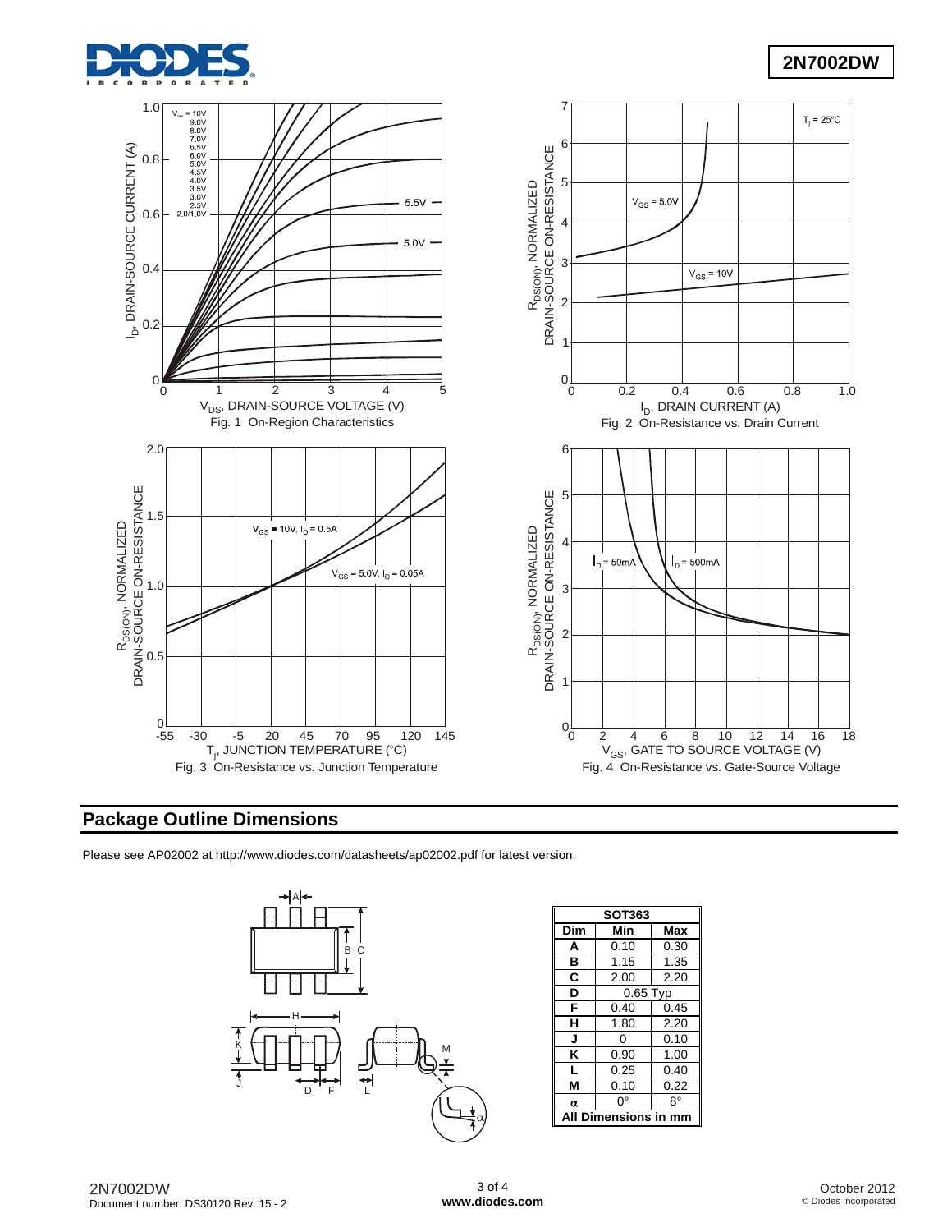Fig. 1 On-Region Characteristics

Fig. 2 On-Resistance vs. Drain Current

Fig. 3 On-Resistance vs. Junction Temperature

Fig. 4 On-Resistance vs. Gate-Source Voltage

## Package Outline Dimensions

Please see AP02002 at http://www.diodes.com/datasheets/ap02002.pdf for latest version.

| SOT363 | | |
|---|---|---|
| **Dim** | **Min** | **Max** |
| **A** | 0.10 | 0.30 |
| **B** | 1.15 | 1.35 |
| **C** | 2.00 | 2.20 |
| **D** | 0.65 Typ | |
| **F** | 0.40 | 0.45 |
| **H** | 1.80 | 2.20 |
| **J** | 0 | 0.10 |
| **K** | 0.90 | 1.00 |
| **L** | 0.25 | 0.40 |
| **M** | 0.10 | 0.22 |
| **α** | 0° | 8° |
| **All Dimensions in mm** | | |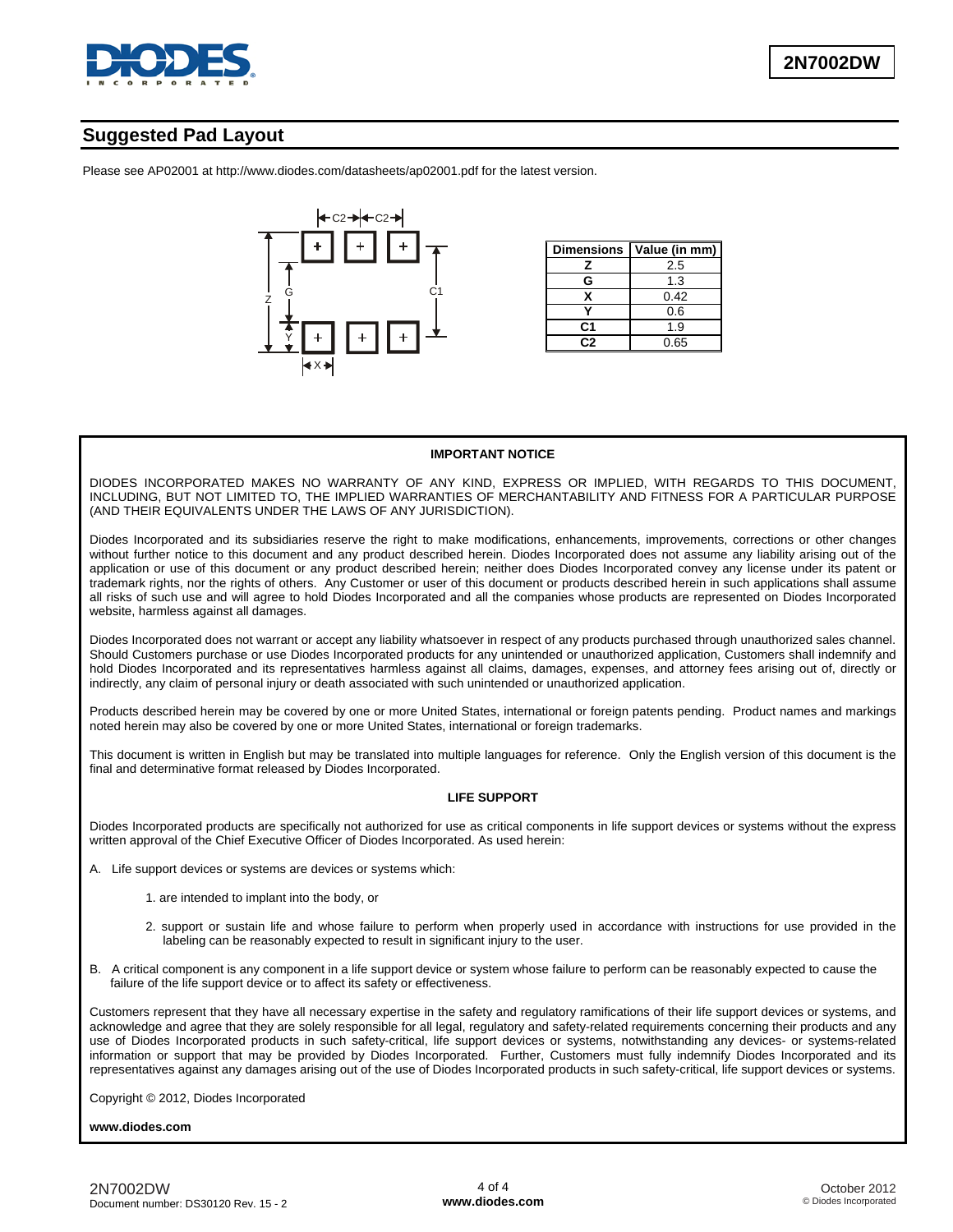## Suggested Pad Layout

Please see AP02001 at http://www.diodes.com/datasheets/ap02001.pdf for the latest version.

C2 C2

Z G C1 Y X

| Dimensions | Value (in mm) |
|---|---|
| Z | 2.5 |
| G | 1.3 |
| X | 0.42 |
| Y | 0.6 |
| C1 | 1.9 |
| C2 | 0.65 |

**IMPORTANT NOTICE**

DIODES INCORPORATED MAKES NO WARRANTY OF ANY KIND, EXPRESS OR IMPLIED, WITH REGARDS TO THIS DOCUMENT, INCLUDING, BUT NOT LIMITED TO, THE IMPLIED WARRANTIES OF MERCHANTABILITY AND FITNESS FOR A PARTICULAR PURPOSE (AND THEIR EQUIVALENTS UNDER THE LAWS OF ANY JURISDICTION).

Diodes Incorporated and its subsidiaries reserve the right to make modifications, enhancements, improvements, corrections or other changes without further notice to this document and any product described herein. Diodes Incorporated does not assume any liability arising out of the application or use of this document or any product described herein; neither does Diodes Incorporated convey any license under its patent or trademark rights, nor the rights of others. Any Customer or user of this document or products described herein in such applications shall assume all risks of such use and will agree to hold Diodes Incorporated and all the companies whose products are represented on Diodes Incorporated website, harmless against all damages.

Diodes Incorporated does not warrant or accept any liability whatsoever in respect of any products purchased through unauthorized sales channel. Should Customers purchase or use Diodes Incorporated products for any unintended or unauthorized application, Customers shall indemnify and hold Diodes Incorporated and its representatives harmless against all claims, damages, expenses, and attorney fees arising out of, directly or indirectly, any claim of personal injury or death associated with such unintended or unauthorized application.

Products described herein may be covered by one or more United States, international or foreign patents pending. Product names and markings noted herein may also be covered by one or more United States, international or foreign trademarks.

This document is written in English but may be translated into multiple languages for reference. Only the English version of this document is the final and determinative format released by Diodes Incorporated.

**LIFE SUPPORT**

Diodes Incorporated products are specifically not authorized for use as critical components in life support devices or systems without the express written approval of the Chief Executive Officer of Diodes Incorporated. As used herein:

A. Life support devices or systems are devices or systems which:

1. are intended to implant into the body, or

2. support or sustain life and whose failure to perform when properly used in accordance with instructions for use provided in the labeling can be reasonably expected to result in significant injury to the user.

B. A critical component is any component in a life support device or system whose failure to perform can be reasonably expected to cause the failure of the life support device or to affect its safety or effectiveness.

Customers represent that they have all necessary expertise in the safety and regulatory ramifications of their life support devices or systems, and acknowledge and agree that they are solely responsible for all legal, regulatory and safety-related requirements concerning their products and any use of Diodes Incorporated products in such safety-critical, life support devices or systems, notwithstanding any devices- or systems-related information or support that may be provided by Diodes Incorporated. Further, Customers must fully indemnify Diodes Incorporated and its representatives against any damages arising out of the use of Diodes Incorporated products in such safety-critical, life support devices or systems.

Copyright © 2012, Diodes Incorporated

**www.diodes.com**